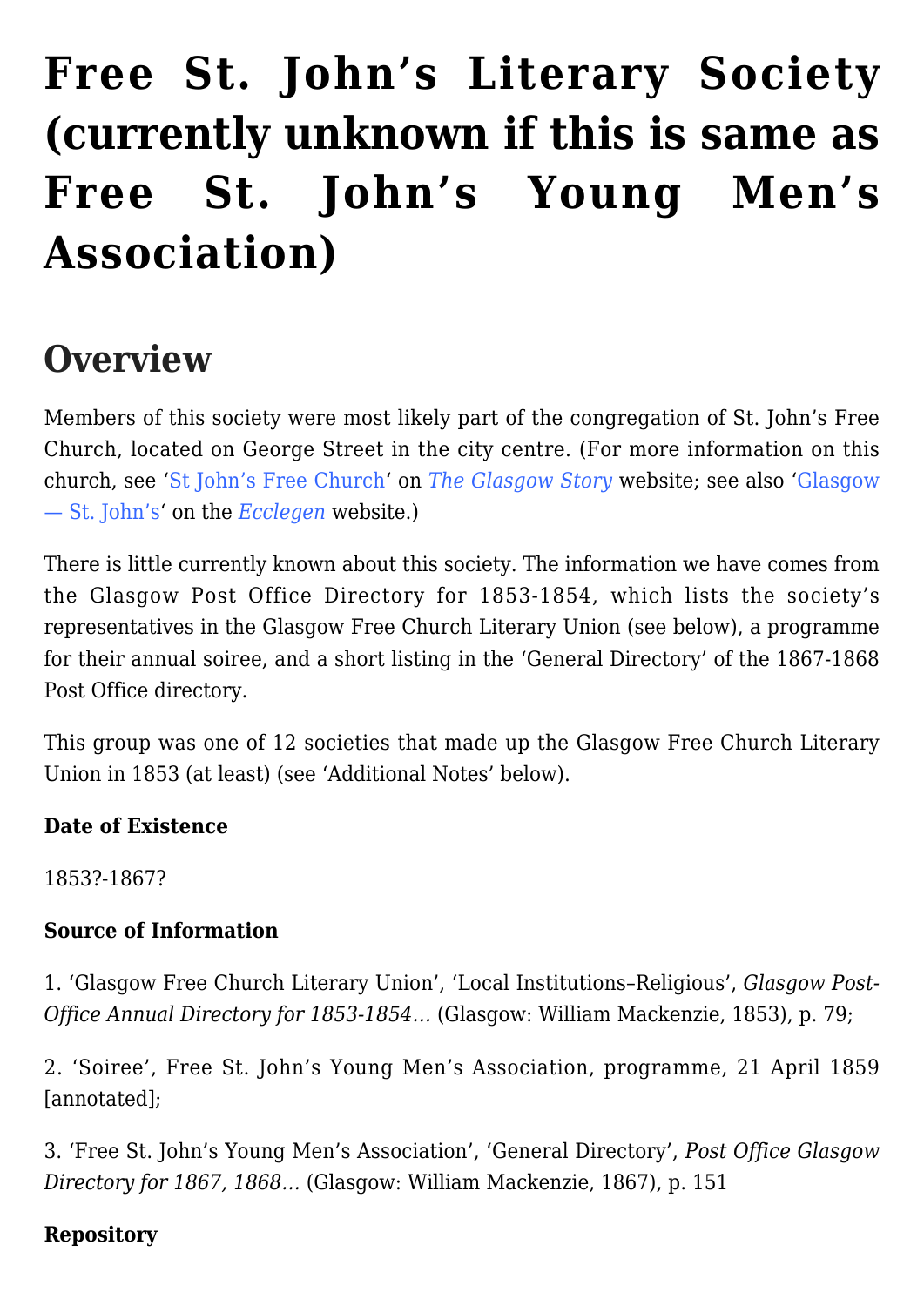# Free St. John's Literary Society (currently unknown if this is same as Free St. John's Young Men's Association)

## Overview

Members of this society were most likely part of the congregation of St. John's Free Church, located on George Street in the city centre. (For more information on this church, see 'St John's Free Church' on *The Glasgow Story* website; see also 'Glasgow — St. John's' on the *Ecclegen* website.)

There is little currently known about this society. The information we have comes from the Glasgow Post Office Directory for 1853-1854, which lists the society's representatives in the Glasgow Free Church Literary Union (see below), a programme for their annual soiree, and a short listing in the 'General Directory' of the 1867-1868 Post Office directory.

This group was one of 12 societies that made up the Glasgow Free Church Literary Union in 1853 (at least) (see 'Additional Notes' below).

**Date of Existence**

1853?-1867?

**Source of Information**

1. 'Glasgow Free Church Literary Union', 'Local Institutions–Religious', *Glasgow Post-Office Annual Directory for 1853-1854…* (Glasgow: William Mackenzie, 1853), p. 79;

2. 'Soiree', Free St. John's Young Men's Association, programme, 21 April 1859 [annotated];

3. 'Free St. John's Young Men's Association', 'General Directory', *Post Office Glasgow Directory for 1867, 1868…* (Glasgow: William Mackenzie, 1867), p. 151

**Repository**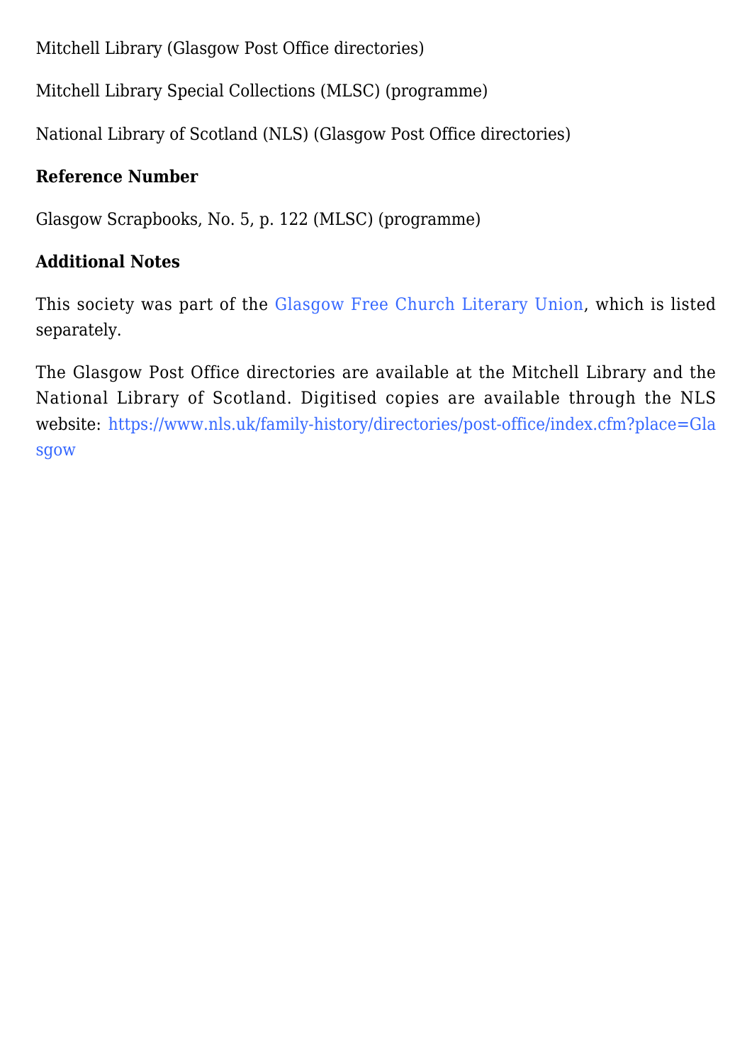Mitchell Library (Glasgow Post Office directories)

Mitchell Library Special Collections (MLSC) (programme)

National Library of Scotland (NLS) (Glasgow Post Office directories)

**Reference Number**

Glasgow Scrapbooks, No. 5, p. 122 (MLSC) (programme)

**Additional Notes**

This society was part of the Glasgow Free Church Literary Union, which is listed separately.

The Glasgow Post Office directories are available at the Mitchell Library and the National Library of Scotland. Digitised copies are available through the NLS website: https://www.nls.uk/family-history/directories/post-office/index.cfm?place=Glasgow